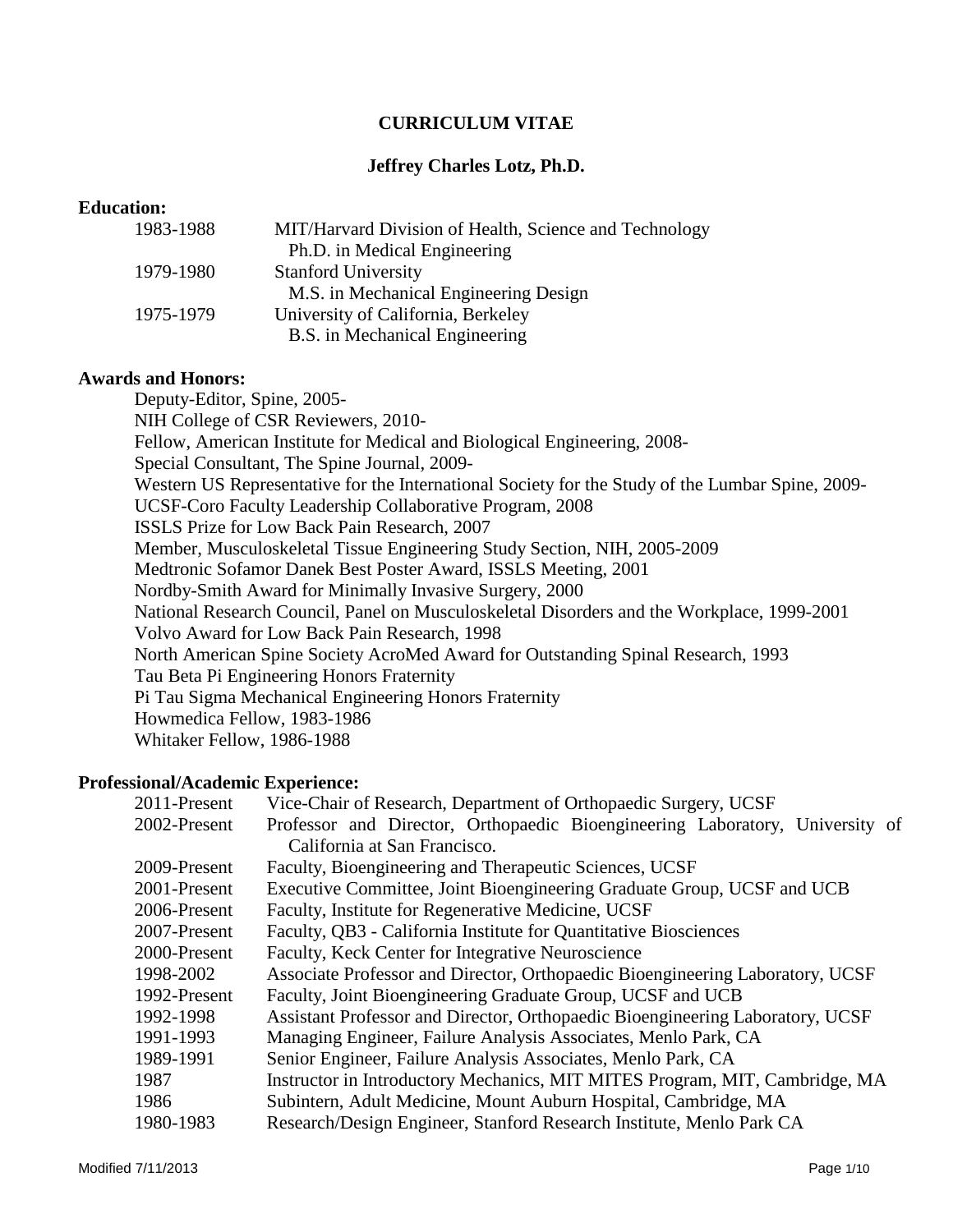# CURRICULUM VITAE

## Jeffrey Charles Lotz, Ph.D.

### Education:

| | |
|---|---|
| 1983-1988 | MIT/Harvard Division of Health, Science and Technology<br>Ph.D. in Medical Engineering |
| 1979-1980 | Stanford University<br>M.S. in Mechanical Engineering Design |
| 1975-1979 | University of California, Berkeley<br>B.S. in Mechanical Engineering |

### Awards and Honors:

Deputy-Editor, Spine, 2005-
NIH College of CSR Reviewers, 2010-
Fellow, American Institute for Medical and Biological Engineering, 2008-
Special Consultant, The Spine Journal, 2009-
Western US Representative for the International Society for the Study of the Lumbar Spine, 2009-
UCSF-Coro Faculty Leadership Collaborative Program, 2008
ISSLS Prize for Low Back Pain Research, 2007
Member, Musculoskeletal Tissue Engineering Study Section, NIH, 2005-2009
Medtronic Sofamor Danek Best Poster Award, ISSLS Meeting, 2001
Nordby-Smith Award for Minimally Invasive Surgery, 2000
National Research Council, Panel on Musculoskeletal Disorders and the Workplace, 1999-2001
Volvo Award for Low Back Pain Research, 1998
North American Spine Society AcroMed Award for Outstanding Spinal Research, 1993
Tau Beta Pi Engineering Honors Fraternity
Pi Tau Sigma Mechanical Engineering Honors Fraternity
Howmedica Fellow, 1983-1986
Whitaker Fellow, 1986-1988

### Professional/Academic Experience:

| | |
|---|---|
| 2011-Present | Vice-Chair of Research, Department of Orthopaedic Surgery, UCSF |
| 2002-Present | Professor and Director, Orthopaedic Bioengineering Laboratory, University of California at San Francisco. |
| 2009-Present | Faculty, Bioengineering and Therapeutic Sciences, UCSF |
| 2001-Present | Executive Committee, Joint Bioengineering Graduate Group, UCSF and UCB |
| 2006-Present | Faculty, Institute for Regenerative Medicine, UCSF |
| 2007-Present | Faculty, QB3 - California Institute for Quantitative Biosciences |
| 2000-Present | Faculty, Keck Center for Integrative Neuroscience |
| 1998-2002 | Associate Professor and Director, Orthopaedic Bioengineering Laboratory, UCSF |
| 1992-Present | Faculty, Joint Bioengineering Graduate Group, UCSF and UCB |
| 1992-1998 | Assistant Professor and Director, Orthopaedic Bioengineering Laboratory, UCSF |
| 1991-1993 | Managing Engineer, Failure Analysis Associates, Menlo Park, CA |
| 1989-1991 | Senior Engineer, Failure Analysis Associates, Menlo Park, CA |
| 1987 | Instructor in Introductory Mechanics, MIT MITES Program, MIT, Cambridge, MA |
| 1986 | Subintern, Adult Medicine, Mount Auburn Hospital, Cambridge, MA |
| 1980-1983 | Research/Design Engineer, Stanford Research Institute, Menlo Park CA |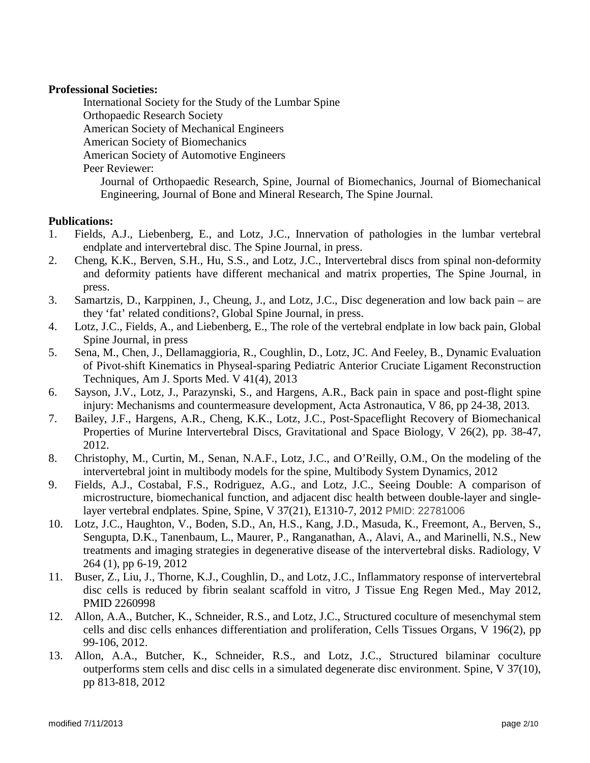**Professional Societies:**

International Society for the Study of the Lumbar Spine
Orthopaedic Research Society
American Society of Mechanical Engineers
American Society of Biomechanics
American Society of Automotive Engineers
Peer Reviewer:
Journal of Orthopaedic Research, Spine, Journal of Biomechanics, Journal of Biomechanical Engineering, Journal of Bone and Mineral Research, The Spine Journal.

**Publications:**

1. Fields, A.J., Liebenberg, E., and Lotz, J.C., Innervation of pathologies in the lumbar vertebral endplate and intervertebral disc. The Spine Journal, in press.
2. Cheng, K.K., Berven, S.H., Hu, S.S., and Lotz, J.C., Intervertebral discs from spinal non-deformity and deformity patients have different mechanical and matrix properties, The Spine Journal, in press.
3. Samartzis, D., Karppinen, J., Cheung, J., and Lotz, J.C., Disc degeneration and low back pain – are they 'fat' related conditions?, Global Spine Journal, in press.
4. Lotz, J.C., Fields, A., and Liebenberg, E., The role of the vertebral endplate in low back pain, Global Spine Journal, in press
5. Sena, M., Chen, J., Dellamaggioria, R., Coughlin, D., Lotz, JC. And Feeley, B., Dynamic Evaluation of Pivot-shift Kinematics in Physeal-sparing Pediatric Anterior Cruciate Ligament Reconstruction Techniques, Am J. Sports Med. V 41(4), 2013
6. Sayson, J.V., Lotz, J., Parazynski, S., and Hargens, A.R., Back pain in space and post-flight spine injury: Mechanisms and countermeasure development, Acta Astronautica, V 86, pp 24-38, 2013.
7. Bailey, J.F., Hargens, A.R., Cheng, K.K., Lotz, J.C., Post-Spaceflight Recovery of Biomechanical Properties of Murine Intervertebral Discs, Gravitational and Space Biology, V 26(2), pp. 38-47, 2012.
8. Christophy, M., Curtin, M., Senan, N.A.F., Lotz, J.C., and O'Reilly, O.M., On the modeling of the intervertebral joint in multibody models for the spine, Multibody System Dynamics, 2012
9. Fields, A.J., Costabal, F.S., Rodriguez, A.G., and Lotz, J.C., Seeing Double: A comparison of microstructure, biomechanical function, and adjacent disc health between double-layer and single-layer vertebral endplates. Spine, Spine, V 37(21), E1310-7, 2012 PMID: 22781006
10. Lotz, J.C., Haughton, V., Boden, S.D., An, H.S., Kang, J.D., Masuda, K., Freemont, A., Berven, S., Sengupta, D.K., Tanenbaum, L., Maurer, P., Ranganathan, A., Alavi, A., and Marinelli, N.S., New treatments and imaging strategies in degenerative disease of the intervertebral disks. Radiology, V 264 (1), pp 6-19, 2012
11. Buser, Z., Liu, J., Thorne, K.J., Coughlin, D., and Lotz, J.C., Inflammatory response of intervertebral disc cells is reduced by fibrin sealant scaffold in vitro, J Tissue Eng Regen Med., May 2012, PMID 2260998
12. Allon, A.A., Butcher, K., Schneider, R.S., and Lotz, J.C., Structured coculture of mesenchymal stem cells and disc cells enhances differentiation and proliferation, Cells Tissues Organs, V 196(2), pp 99-106, 2012.
13. Allon, A.A., Butcher, K., Schneider, R.S., and Lotz, J.C., Structured bilaminar coculture outperforms stem cells and disc cells in a simulated degenerate disc environment. Spine, V 37(10), pp 813-818, 2012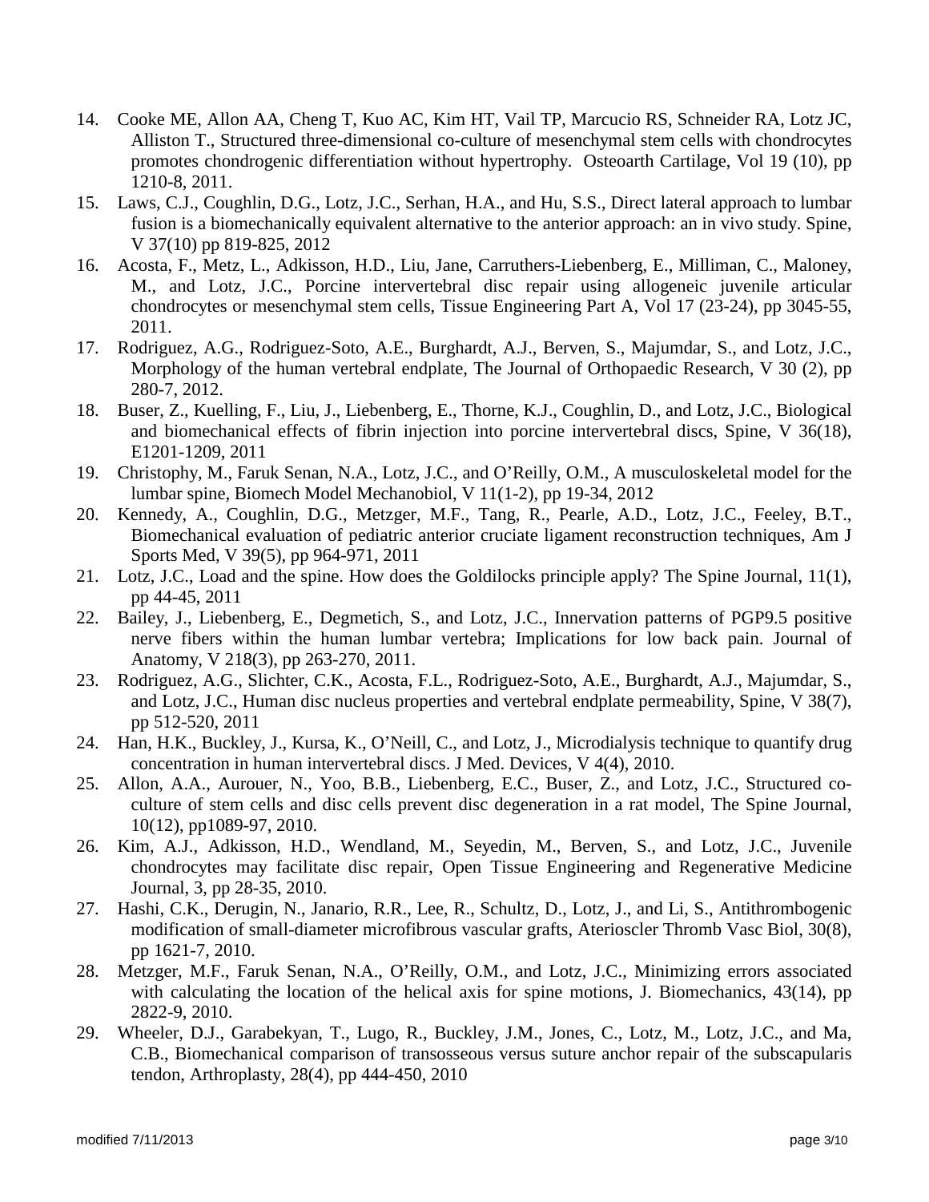14. Cooke ME, Allon AA, Cheng T, Kuo AC, Kim HT, Vail TP, Marcucio RS, Schneider RA, Lotz JC, Alliston T., Structured three-dimensional co-culture of mesenchymal stem cells with chondrocytes promotes chondrogenic differentiation without hypertrophy. Osteoarth Cartilage, Vol 19 (10), pp 1210-8, 2011.
15. Laws, C.J., Coughlin, D.G., Lotz, J.C., Serhan, H.A., and Hu, S.S., Direct lateral approach to lumbar fusion is a biomechanically equivalent alternative to the anterior approach: an in vivo study. Spine, V 37(10) pp 819-825, 2012
16. Acosta, F., Metz, L., Adkisson, H.D., Liu, Jane, Carruthers-Liebenberg, E., Milliman, C., Maloney, M., and Lotz, J.C., Porcine intervertebral disc repair using allogeneic juvenile articular chondrocytes or mesenchymal stem cells, Tissue Engineering Part A, Vol 17 (23-24), pp 3045-55, 2011.
17. Rodriguez, A.G., Rodriguez-Soto, A.E., Burghardt, A.J., Berven, S., Majumdar, S., and Lotz, J.C., Morphology of the human vertebral endplate, The Journal of Orthopaedic Research, V 30 (2), pp 280-7, 2012.
18. Buser, Z., Kuelling, F., Liu, J., Liebenberg, E., Thorne, K.J., Coughlin, D., and Lotz, J.C., Biological and biomechanical effects of fibrin injection into porcine intervertebral discs, Spine, V 36(18), E1201-1209, 2011
19. Christophy, M., Faruk Senan, N.A., Lotz, J.C., and O'Reilly, O.M., A musculoskeletal model for the lumbar spine, Biomech Model Mechanobiol, V 11(1-2), pp 19-34, 2012
20. Kennedy, A., Coughlin, D.G., Metzger, M.F., Tang, R., Pearle, A.D., Lotz, J.C., Feeley, B.T., Biomechanical evaluation of pediatric anterior cruciate ligament reconstruction techniques, Am J Sports Med, V 39(5), pp 964-971, 2011
21. Lotz, J.C., Load and the spine. How does the Goldilocks principle apply? The Spine Journal, 11(1), pp 44-45, 2011
22. Bailey, J., Liebenberg, E., Degmetich, S., and Lotz, J.C., Innervation patterns of PGP9.5 positive nerve fibers within the human lumbar vertebra; Implications for low back pain. Journal of Anatomy, V 218(3), pp 263-270, 2011.
23. Rodriguez, A.G., Slichter, C.K., Acosta, F.L., Rodriguez-Soto, A.E., Burghardt, A.J., Majumdar, S., and Lotz, J.C., Human disc nucleus properties and vertebral endplate permeability, Spine, V 38(7), pp 512-520, 2011
24. Han, H.K., Buckley, J., Kursa, K., O'Neill, C., and Lotz, J., Microdialysis technique to quantify drug concentration in human intervertebral discs. J Med. Devices, V 4(4), 2010.
25. Allon, A.A., Aurouer, N., Yoo, B.B., Liebenberg, E.C., Buser, Z., and Lotz, J.C., Structured co-culture of stem cells and disc cells prevent disc degeneration in a rat model, The Spine Journal, 10(12), pp1089-97, 2010.
26. Kim, A.J., Adkisson, H.D., Wendland, M., Seyedin, M., Berven, S., and Lotz, J.C., Juvenile chondrocytes may facilitate disc repair, Open Tissue Engineering and Regenerative Medicine Journal, 3, pp 28-35, 2010.
27. Hashi, C.K., Derugin, N., Janario, R.R., Lee, R., Schultz, D., Lotz, J., and Li, S., Antithrombogenic modification of small-diameter microfibrous vascular grafts, Aterioscler Thromb Vasc Biol, 30(8), pp 1621-7, 2010.
28. Metzger, M.F., Faruk Senan, N.A., O'Reilly, O.M., and Lotz, J.C., Minimizing errors associated with calculating the location of the helical axis for spine motions, J. Biomechanics, 43(14), pp 2822-9, 2010.
29. Wheeler, D.J., Garabekyan, T., Lugo, R., Buckley, J.M., Jones, C., Lotz, M., Lotz, J.C., and Ma, C.B., Biomechanical comparison of transosseous versus suture anchor repair of the subscapularis tendon, Arthroplasty, 28(4), pp 444-450, 2010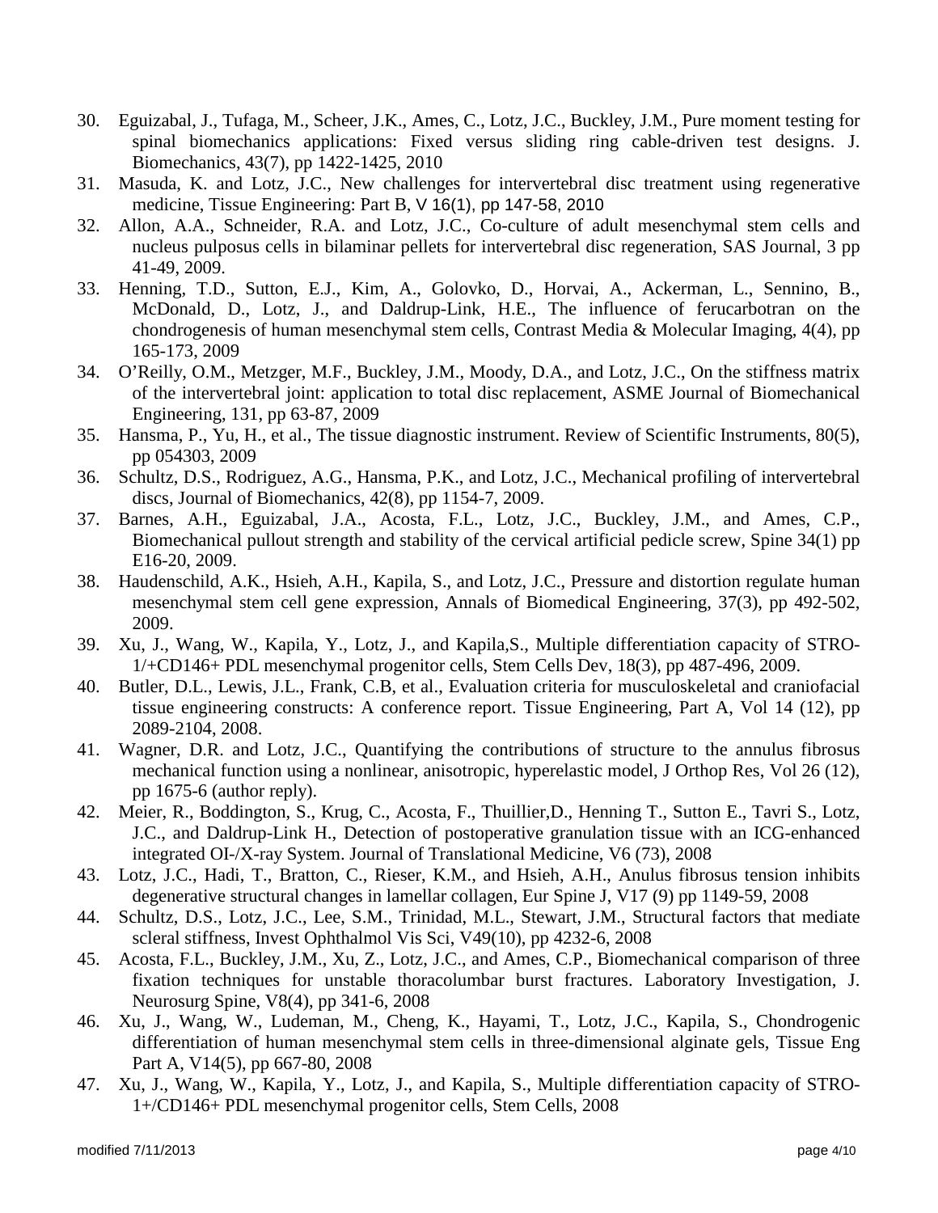30. Eguizabal, J., Tufaga, M., Scheer, J.K., Ames, C., Lotz, J.C., Buckley, J.M., Pure moment testing for spinal biomechanics applications: Fixed versus sliding ring cable-driven test designs. J. Biomechanics, 43(7), pp 1422-1425, 2010
31. Masuda, K. and Lotz, J.C., New challenges for intervertebral disc treatment using regenerative medicine, Tissue Engineering: Part B, V 16(1), pp 147-58, 2010
32. Allon, A.A., Schneider, R.A. and Lotz, J.C., Co-culture of adult mesenchymal stem cells and nucleus pulposus cells in bilaminar pellets for intervertebral disc regeneration, SAS Journal, 3 pp 41-49, 2009.
33. Henning, T.D., Sutton, E.J., Kim, A., Golovko, D., Horvai, A., Ackerman, L., Sennino, B., McDonald, D., Lotz, J., and Daldrup-Link, H.E., The influence of ferucarbotran on the chondrogenesis of human mesenchymal stem cells, Contrast Media & Molecular Imaging, 4(4), pp 165-173, 2009
34. O'Reilly, O.M., Metzger, M.F., Buckley, J.M., Moody, D.A., and Lotz, J.C., On the stiffness matrix of the intervertebral joint: application to total disc replacement, ASME Journal of Biomechanical Engineering, 131, pp 63-87, 2009
35. Hansma, P., Yu, H., et al., The tissue diagnostic instrument. Review of Scientific Instruments, 80(5), pp 054303, 2009
36. Schultz, D.S., Rodriguez, A.G., Hansma, P.K., and Lotz, J.C., Mechanical profiling of intervertebral discs, Journal of Biomechanics, 42(8), pp 1154-7, 2009.
37. Barnes, A.H., Eguizabal, J.A., Acosta, F.L., Lotz, J.C., Buckley, J.M., and Ames, C.P., Biomechanical pullout strength and stability of the cervical artificial pedicle screw, Spine 34(1) pp E16-20, 2009.
38. Haudenschild, A.K., Hsieh, A.H., Kapila, S., and Lotz, J.C., Pressure and distortion regulate human mesenchymal stem cell gene expression, Annals of Biomedical Engineering, 37(3), pp 492-502, 2009.
39. Xu, J., Wang, W., Kapila, Y., Lotz, J., and Kapila,S., Multiple differentiation capacity of STRO-1/+CD146+ PDL mesenchymal progenitor cells, Stem Cells Dev, 18(3), pp 487-496, 2009.
40. Butler, D.L., Lewis, J.L., Frank, C.B, et al., Evaluation criteria for musculoskeletal and craniofacial tissue engineering constructs: A conference report. Tissue Engineering, Part A, Vol 14 (12), pp 2089-2104, 2008.
41. Wagner, D.R. and Lotz, J.C., Quantifying the contributions of structure to the annulus fibrosus mechanical function using a nonlinear, anisotropic, hyperelastic model, J Orthop Res, Vol 26 (12), pp 1675-6 (author reply).
42. Meier, R., Boddington, S., Krug, C., Acosta, F., Thuillier,D., Henning T., Sutton E., Tavri S., Lotz, J.C., and Daldrup-Link H., Detection of postoperative granulation tissue with an ICG-enhanced integrated OI-/X-ray System. Journal of Translational Medicine, V6 (73), 2008
43. Lotz, J.C., Hadi, T., Bratton, C., Rieser, K.M., and Hsieh, A.H., Anulus fibrosus tension inhibits degenerative structural changes in lamellar collagen, Eur Spine J, V17 (9) pp 1149-59, 2008
44. Schultz, D.S., Lotz, J.C., Lee, S.M., Trinidad, M.L., Stewart, J.M., Structural factors that mediate scleral stiffness, Invest Ophthalmol Vis Sci, V49(10), pp 4232-6, 2008
45. Acosta, F.L., Buckley, J.M., Xu, Z., Lotz, J.C., and Ames, C.P., Biomechanical comparison of three fixation techniques for unstable thoracolumbar burst fractures. Laboratory Investigation, J. Neurosurg Spine, V8(4), pp 341-6, 2008
46. Xu, J., Wang, W., Ludeman, M., Cheng, K., Hayami, T., Lotz, J.C., Kapila, S., Chondrogenic differentiation of human mesenchymal stem cells in three-dimensional alginate gels, Tissue Eng Part A, V14(5), pp 667-80, 2008
47. Xu, J., Wang, W., Kapila, Y., Lotz, J., and Kapila, S., Multiple differentiation capacity of STRO-1+/CD146+ PDL mesenchymal progenitor cells, Stem Cells, 2008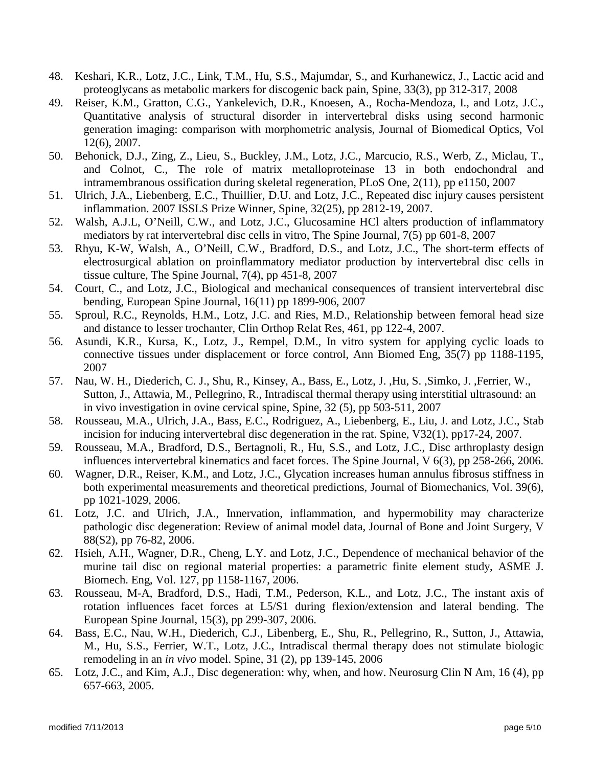48. Keshari, K.R., Lotz, J.C., Link, T.M., Hu, S.S., Majumdar, S., and Kurhanewicz, J., Lactic acid and proteoglycans as metabolic markers for discogenic back pain, Spine, 33(3), pp 312-317, 2008
49. Reiser, K.M., Gratton, C.G., Yankelevich, D.R., Knoesen, A., Rocha-Mendoza, I., and Lotz, J.C., Quantitative analysis of structural disorder in intervertebral disks using second harmonic generation imaging: comparison with morphometric analysis, Journal of Biomedical Optics, Vol 12(6), 2007.
50. Behonick, D.J., Zing, Z., Lieu, S., Buckley, J.M., Lotz, J.C., Marcucio, R.S., Werb, Z., Miclau, T., and Colnot, C., The role of matrix metalloproteinase 13 in both endochondral and intramembranous ossification during skeletal regeneration, PLoS One, 2(11), pp e1150, 2007
51. Ulrich, J.A., Liebenberg, E.C., Thuillier, D.U. and Lotz, J.C., Repeated disc injury causes persistent inflammation. 2007 ISSLS Prize Winner, Spine, 32(25), pp 2812-19, 2007.
52. Walsh, A.J.L, O'Neill, C.W., and Lotz, J.C., Glucosamine HCl alters production of inflammatory mediators by rat intervertebral disc cells in vitro, The Spine Journal, 7(5) pp 601-8, 2007
53. Rhyu, K-W, Walsh, A., O'Neill, C.W., Bradford, D.S., and Lotz, J.C., The short-term effects of electrosurgical ablation on proinflammatory mediator production by intervertebral disc cells in tissue culture, The Spine Journal, 7(4), pp 451-8, 2007
54. Court, C., and Lotz, J.C., Biological and mechanical consequences of transient intervertebral disc bending, European Spine Journal, 16(11) pp 1899-906, 2007
55. Sproul, R.C., Reynolds, H.M., Lotz, J.C. and Ries, M.D., Relationship between femoral head size and distance to lesser trochanter, Clin Orthop Relat Res, 461, pp 122-4, 2007.
56. Asundi, K.R., Kursa, K., Lotz, J., Rempel, D.M., In vitro system for applying cyclic loads to connective tissues under displacement or force control, Ann Biomed Eng, 35(7) pp 1188-1195, 2007
57. Nau, W. H., Diederich, C. J., Shu, R., Kinsey, A., Bass, E., Lotz, J. ,Hu, S. ,Simko, J. ,Ferrier, W., Sutton, J., Attawia, M., Pellegrino, R., Intradiscal thermal therapy using interstitial ultrasound: an in vivo investigation in ovine cervical spine, Spine, 32 (5), pp 503-511, 2007
58. Rousseau, M.A., Ulrich, J.A., Bass, E.C., Rodriguez, A., Liebenberg, E., Liu, J. and Lotz, J.C., Stab incision for inducing intervertebral disc degeneration in the rat. Spine, V32(1), pp17-24, 2007.
59. Rousseau, M.A., Bradford, D.S., Bertagnoli, R., Hu, S.S., and Lotz, J.C., Disc arthroplasty design influences intervertebral kinematics and facet forces. The Spine Journal, V 6(3), pp 258-266, 2006.
60. Wagner, D.R., Reiser, K.M., and Lotz, J.C., Glycation increases human annulus fibrosus stiffness in both experimental measurements and theoretical predictions, Journal of Biomechanics, Vol. 39(6), pp 1021-1029, 2006.
61. Lotz, J.C. and Ulrich, J.A., Innervation, inflammation, and hypermobility may characterize pathologic disc degeneration: Review of animal model data, Journal of Bone and Joint Surgery, V 88(S2), pp 76-82, 2006.
62. Hsieh, A.H., Wagner, D.R., Cheng, L.Y. and Lotz, J.C., Dependence of mechanical behavior of the murine tail disc on regional material properties: a parametric finite element study, ASME J. Biomech. Eng, Vol. 127, pp 1158-1167, 2006.
63. Rousseau, M-A, Bradford, D.S., Hadi, T.M., Pederson, K.L., and Lotz, J.C., The instant axis of rotation influences facet forces at L5/S1 during flexion/extension and lateral bending. The European Spine Journal, 15(3), pp 299-307, 2006.
64. Bass, E.C., Nau, W.H., Diederich, C.J., Libenberg, E., Shu, R., Pellegrino, R., Sutton, J., Attawia, M., Hu, S.S., Ferrier, W.T., Lotz, J.C., Intradiscal thermal therapy does not stimulate biologic remodeling in an *in vivo* model. Spine, 31 (2), pp 139-145, 2006
65. Lotz, J.C., and Kim, A.J., Disc degeneration: why, when, and how. Neurosurg Clin N Am, 16 (4), pp 657-663, 2005.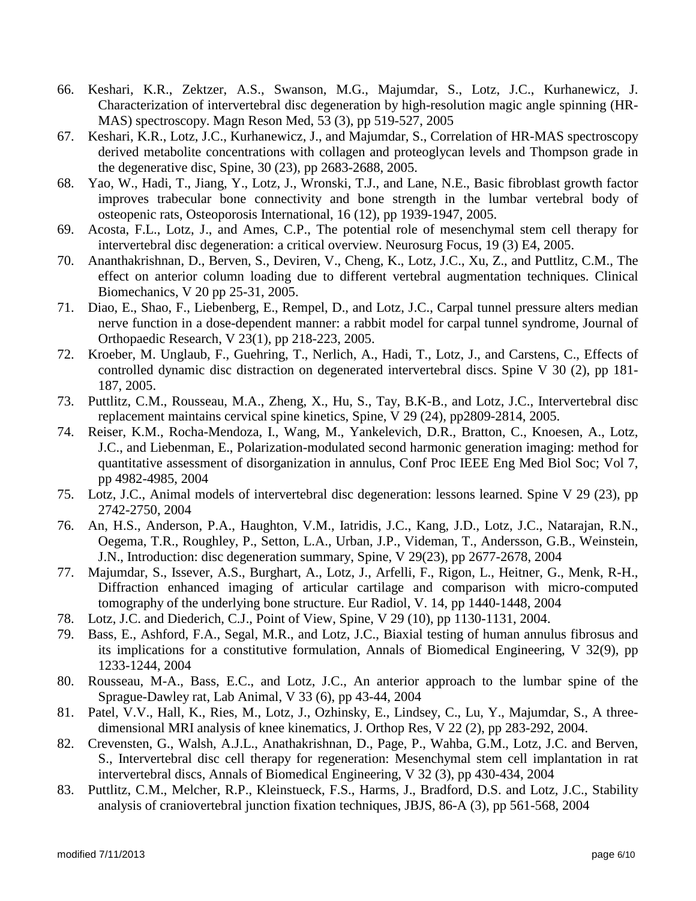66. Keshari, K.R., Zektzer, A.S., Swanson, M.G., Majumdar, S., Lotz, J.C., Kurhanewicz, J. Characterization of intervertebral disc degeneration by high-resolution magic angle spinning (HR-MAS) spectroscopy. Magn Reson Med, 53 (3), pp 519-527, 2005
67. Keshari, K.R., Lotz, J.C., Kurhanewicz, J., and Majumdar, S., Correlation of HR-MAS spectroscopy derived metabolite concentrations with collagen and proteoglycan levels and Thompson grade in the degenerative disc, Spine, 30 (23), pp 2683-2688, 2005.
68. Yao, W., Hadi, T., Jiang, Y., Lotz, J., Wronski, T.J., and Lane, N.E., Basic fibroblast growth factor improves trabecular bone connectivity and bone strength in the lumbar vertebral body of osteopenic rats, Osteoporosis International, 16 (12), pp 1939-1947, 2005.
69. Acosta, F.L., Lotz, J., and Ames, C.P., The potential role of mesenchymal stem cell therapy for intervertebral disc degeneration: a critical overview. Neurosurg Focus, 19 (3) E4, 2005.
70. Ananthakrishnan, D., Berven, S., Deviren, V., Cheng, K., Lotz, J.C., Xu, Z., and Puttlitz, C.M., The effect on anterior column loading due to different vertebral augmentation techniques. Clinical Biomechanics, V 20 pp 25-31, 2005.
71. Diao, E., Shao, F., Liebenberg, E., Rempel, D., and Lotz, J.C., Carpal tunnel pressure alters median nerve function in a dose-dependent manner: a rabbit model for carpal tunnel syndrome, Journal of Orthopaedic Research, V 23(1), pp 218-223, 2005.
72. Kroeber, M. Unglaub, F., Guehring, T., Nerlich, A., Hadi, T., Lotz, J., and Carstens, C., Effects of controlled dynamic disc distraction on degenerated intervertebral discs. Spine V 30 (2), pp 181-187, 2005.
73. Puttlitz, C.M., Rousseau, M.A., Zheng, X., Hu, S., Tay, B.K-B., and Lotz, J.C., Intervertebral disc replacement maintains cervical spine kinetics, Spine, V 29 (24), pp2809-2814, 2005.
74. Reiser, K.M., Rocha-Mendoza, I., Wang, M., Yankelevich, D.R., Bratton, C., Knoesen, A., Lotz, J.C., and Liebenman, E., Polarization-modulated second harmonic generation imaging: method for quantitative assessment of disorganization in annulus, Conf Proc IEEE Eng Med Biol Soc; Vol 7, pp 4982-4985, 2004
75. Lotz, J.C., Animal models of intervertebral disc degeneration: lessons learned. Spine V 29 (23), pp 2742-2750, 2004
76. An, H.S., Anderson, P.A., Haughton, V.M., Iatridis, J.C., Kang, J.D., Lotz, J.C., Natarajan, R.N., Oegema, T.R., Roughley, P., Setton, L.A., Urban, J.P., Videman, T., Andersson, G.B., Weinstein, J.N., Introduction: disc degeneration summary, Spine, V 29(23), pp 2677-2678, 2004
77. Majumdar, S., Issever, A.S., Burghart, A., Lotz, J., Arfelli, F., Rigon, L., Heitner, G., Menk, R-H., Diffraction enhanced imaging of articular cartilage and comparison with micro-computed tomography of the underlying bone structure. Eur Radiol, V. 14, pp 1440-1448, 2004
78. Lotz, J.C. and Diederich, C.J., Point of View, Spine, V 29 (10), pp 1130-1131, 2004.
79. Bass, E., Ashford, F.A., Segal, M.R., and Lotz, J.C., Biaxial testing of human annulus fibrosus and its implications for a constitutive formulation, Annals of Biomedical Engineering, V 32(9), pp 1233-1244, 2004
80. Rousseau, M-A., Bass, E.C., and Lotz, J.C., An anterior approach to the lumbar spine of the Sprague-Dawley rat, Lab Animal, V 33 (6), pp 43-44, 2004
81. Patel, V.V., Hall, K., Ries, M., Lotz, J., Ozhinsky, E., Lindsey, C., Lu, Y., Majumdar, S., A three-dimensional MRI analysis of knee kinematics, J. Orthop Res, V 22 (2), pp 283-292, 2004.
82. Crevensten, G., Walsh, A.J.L., Anathakrishnan, D., Page, P., Wahba, G.M., Lotz, J.C. and Berven, S., Intervertebral disc cell therapy for regeneration: Mesenchymal stem cell implantation in rat intervertebral discs, Annals of Biomedical Engineering, V 32 (3), pp 430-434, 2004
83. Puttlitz, C.M., Melcher, R.P., Kleinstueck, F.S., Harms, J., Bradford, D.S. and Lotz, J.C., Stability analysis of craniovertebral junction fixation techniques, JBJS, 86-A (3), pp 561-568, 2004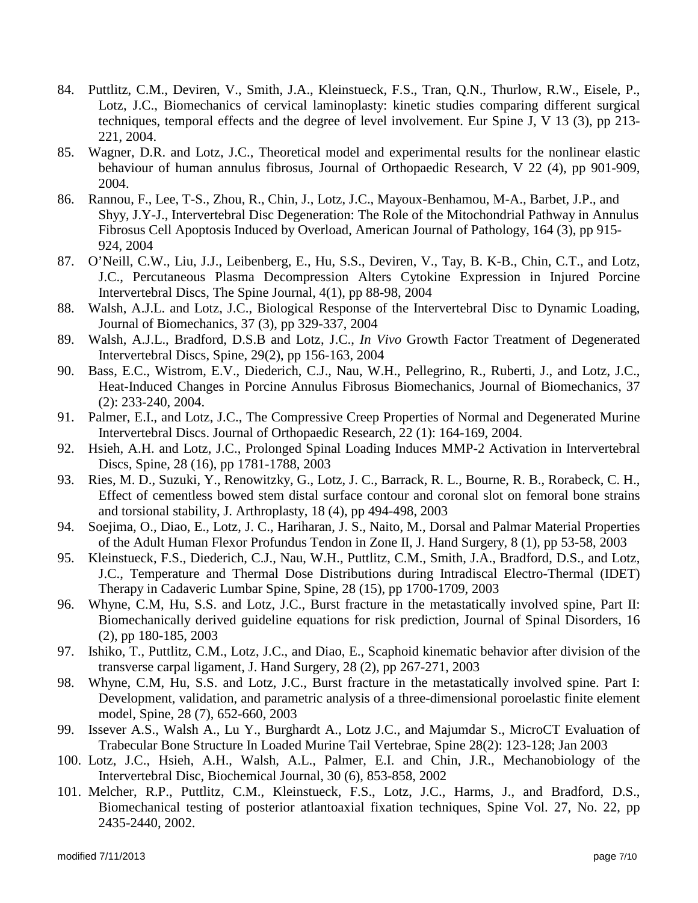84. Puttlitz, C.M., Deviren, V., Smith, J.A., Kleinstueck, F.S., Tran, Q.N., Thurlow, R.W., Eisele, P., Lotz, J.C., Biomechanics of cervical laminoplasty: kinetic studies comparing different surgical techniques, temporal effects and the degree of level involvement. Eur Spine J, V 13 (3), pp 213-221, 2004.
85. Wagner, D.R. and Lotz, J.C., Theoretical model and experimental results for the nonlinear elastic behaviour of human annulus fibrosus, Journal of Orthopaedic Research, V 22 (4), pp 901-909, 2004.
86. Rannou, F., Lee, T-S., Zhou, R., Chin, J., Lotz, J.C., Mayoux-Benhamou, M-A., Barbet, J.P., and Shyy, J.Y-J., Intervertebral Disc Degeneration: The Role of the Mitochondrial Pathway in Annulus Fibrosus Cell Apoptosis Induced by Overload, American Journal of Pathology, 164 (3), pp 915-924, 2004
87. O'Neill, C.W., Liu, J.J., Leibenberg, E., Hu, S.S., Deviren, V., Tay, B. K-B., Chin, C.T., and Lotz, J.C., Percutaneous Plasma Decompression Alters Cytokine Expression in Injured Porcine Intervertebral Discs, The Spine Journal, 4(1), pp 88-98, 2004
88. Walsh, A.J.L. and Lotz, J.C., Biological Response of the Intervertebral Disc to Dynamic Loading, Journal of Biomechanics, 37 (3), pp 329-337, 2004
89. Walsh, A.J.L., Bradford, D.S.B and Lotz, J.C., *In Vivo* Growth Factor Treatment of Degenerated Intervertebral Discs, Spine, 29(2), pp 156-163, 2004
90. Bass, E.C., Wistrom, E.V., Diederich, C.J., Nau, W.H., Pellegrino, R., Ruberti, J., and Lotz, J.C., Heat-Induced Changes in Porcine Annulus Fibrosus Biomechanics, Journal of Biomechanics, 37 (2): 233-240, 2004.
91. Palmer, E.I., and Lotz, J.C., The Compressive Creep Properties of Normal and Degenerated Murine Intervertebral Discs. Journal of Orthopaedic Research, 22 (1): 164-169, 2004.
92. Hsieh, A.H. and Lotz, J.C., Prolonged Spinal Loading Induces MMP-2 Activation in Intervertebral Discs, Spine, 28 (16), pp 1781-1788, 2003
93. Ries, M. D., Suzuki, Y., Renowitzky, G., Lotz, J. C., Barrack, R. L., Bourne, R. B., Rorabeck, C. H., Effect of cementless bowed stem distal surface contour and coronal slot on femoral bone strains and torsional stability, J. Arthroplasty, 18 (4), pp 494-498, 2003
94. Soejima, O., Diao, E., Lotz, J. C., Hariharan, J. S., Naito, M., Dorsal and Palmar Material Properties of the Adult Human Flexor Profundus Tendon in Zone II, J. Hand Surgery, 8 (1), pp 53-58, 2003
95. Kleinstueck, F.S., Diederich, C.J., Nau, W.H., Puttlitz, C.M., Smith, J.A., Bradford, D.S., and Lotz, J.C., Temperature and Thermal Dose Distributions during Intradiscal Electro-Thermal (IDET) Therapy in Cadaveric Lumbar Spine, Spine, 28 (15), pp 1700-1709, 2003
96. Whyne, C.M, Hu, S.S. and Lotz, J.C., Burst fracture in the metastatically involved spine, Part II: Biomechanically derived guideline equations for risk prediction, Journal of Spinal Disorders, 16 (2), pp 180-185, 2003
97. Ishiko, T., Puttlitz, C.M., Lotz, J.C., and Diao, E., Scaphoid kinematic behavior after division of the transverse carpal ligament, J. Hand Surgery, 28 (2), pp 267-271, 2003
98. Whyne, C.M, Hu, S.S. and Lotz, J.C., Burst fracture in the metastatically involved spine. Part I: Development, validation, and parametric analysis of a three-dimensional poroelastic finite element model, Spine, 28 (7), 652-660, 2003
99. Issever A.S., Walsh A., Lu Y., Burghardt A., Lotz J.C., and Majumdar S., MicroCT Evaluation of Trabecular Bone Structure In Loaded Murine Tail Vertebrae, Spine 28(2): 123-128; Jan 2003
100. Lotz, J.C., Hsieh, A.H., Walsh, A.L., Palmer, E.I. and Chin, J.R., Mechanobiology of the Intervertebral Disc, Biochemical Journal, 30 (6), 853-858, 2002
101. Melcher, R.P., Puttlitz, C.M., Kleinstueck, F.S., Lotz, J.C., Harms, J., and Bradford, D.S., Biomechanical testing of posterior atlantoaxial fixation techniques, Spine Vol. 27, No. 22, pp 2435-2440, 2002.

modified 7/11/2013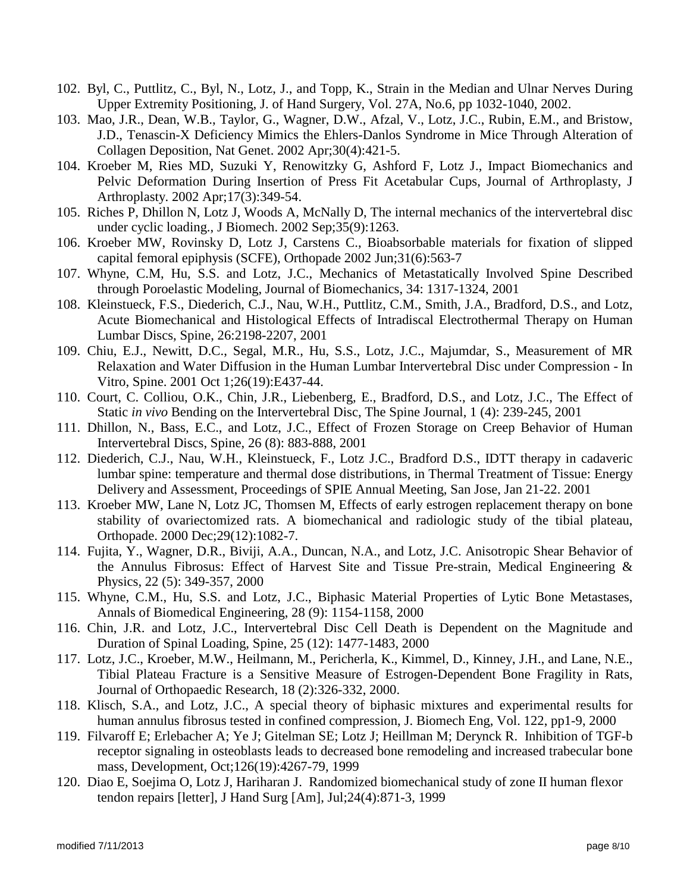102. Byl, C., Puttlitz, C., Byl, N., Lotz, J., and Topp, K., Strain in the Median and Ulnar Nerves During Upper Extremity Positioning, J. of Hand Surgery, Vol. 27A, No.6, pp 1032-1040, 2002.
103. Mao, J.R., Dean, W.B., Taylor, G., Wagner, D.W., Afzal, V., Lotz, J.C., Rubin, E.M., and Bristow, J.D., Tenascin-X Deficiency Mimics the Ehlers-Danlos Syndrome in Mice Through Alteration of Collagen Deposition, Nat Genet. 2002 Apr;30(4):421-5.
104. Kroeber M, Ries MD, Suzuki Y, Renowitzky G, Ashford F, Lotz J., Impact Biomechanics and Pelvic Deformation During Insertion of Press Fit Acetabular Cups, Journal of Arthroplasty, J Arthroplasty. 2002 Apr;17(3):349-54.
105. Riches P, Dhillon N, Lotz J, Woods A, McNally D, The internal mechanics of the intervertebral disc under cyclic loading., J Biomech. 2002 Sep;35(9):1263.
106. Kroeber MW, Rovinsky D, Lotz J, Carstens C., Bioabsorbable materials for fixation of slipped capital femoral epiphysis (SCFE), Orthopade 2002 Jun;31(6):563-7
107. Whyne, C.M, Hu, S.S. and Lotz, J.C., Mechanics of Metastatically Involved Spine Described through Poroelastic Modeling, Journal of Biomechanics, 34: 1317-1324, 2001
108. Kleinstueck, F.S., Diederich, C.J., Nau, W.H., Puttlitz, C.M., Smith, J.A., Bradford, D.S., and Lotz, Acute Biomechanical and Histological Effects of Intradiscal Electrothermal Therapy on Human Lumbar Discs, Spine, 26:2198-2207, 2001
109. Chiu, E.J., Newitt, D.C., Segal, M.R., Hu, S.S., Lotz, J.C., Majumdar, S., Measurement of MR Relaxation and Water Diffusion in the Human Lumbar Intervertebral Disc under Compression - In Vitro, Spine. 2001 Oct 1;26(19):E437-44.
110. Court, C. Colliou, O.K., Chin, J.R., Liebenberg, E., Bradford, D.S., and Lotz, J.C., The Effect of Static *in vivo* Bending on the Intervertebral Disc, The Spine Journal, 1 (4): 239-245, 2001
111. Dhillon, N., Bass, E.C., and Lotz, J.C., Effect of Frozen Storage on Creep Behavior of Human Intervertebral Discs, Spine, 26 (8): 883-888, 2001
112. Diederich, C.J., Nau, W.H., Kleinstueck, F., Lotz J.C., Bradford D.S., IDTT therapy in cadaveric lumbar spine: temperature and thermal dose distributions, in Thermal Treatment of Tissue: Energy Delivery and Assessment, Proceedings of SPIE Annual Meeting, San Jose, Jan 21-22. 2001
113. Kroeber MW, Lane N, Lotz JC, Thomsen M, Effects of early estrogen replacement therapy on bone stability of ovariectomized rats. A biomechanical and radiologic study of the tibial plateau, Orthopade. 2000 Dec;29(12):1082-7.
114. Fujita, Y., Wagner, D.R., Biviji, A.A., Duncan, N.A., and Lotz, J.C. Anisotropic Shear Behavior of the Annulus Fibrosus: Effect of Harvest Site and Tissue Pre-strain, Medical Engineering & Physics, 22 (5): 349-357, 2000
115. Whyne, C.M., Hu, S.S. and Lotz, J.C., Biphasic Material Properties of Lytic Bone Metastases, Annals of Biomedical Engineering, 28 (9): 1154-1158, 2000
116. Chin, J.R. and Lotz, J.C., Intervertebral Disc Cell Death is Dependent on the Magnitude and Duration of Spinal Loading, Spine, 25 (12): 1477-1483, 2000
117. Lotz, J.C., Kroeber, M.W., Heilmann, M., Pericherla, K., Kimmel, D., Kinney, J.H., and Lane, N.E., Tibial Plateau Fracture is a Sensitive Measure of Estrogen-Dependent Bone Fragility in Rats, Journal of Orthopaedic Research, 18 (2):326-332, 2000.
118. Klisch, S.A., and Lotz, J.C., A special theory of biphasic mixtures and experimental results for human annulus fibrosus tested in confined compression, J. Biomech Eng, Vol. 122, pp1-9, 2000
119. Filvaroff E; Erlebacher A; Ye J; Gitelman SE; Lotz J; Heillman M; Derynck R. Inhibition of TGF-b receptor signaling in osteoblasts leads to decreased bone remodeling and increased trabecular bone mass, Development, Oct;126(19):4267-79, 1999
120. Diao E, Soejima O, Lotz J, Hariharan J. Randomized biomechanical study of zone II human flexor tendon repairs [letter], J Hand Surg [Am], Jul;24(4):871-3, 1999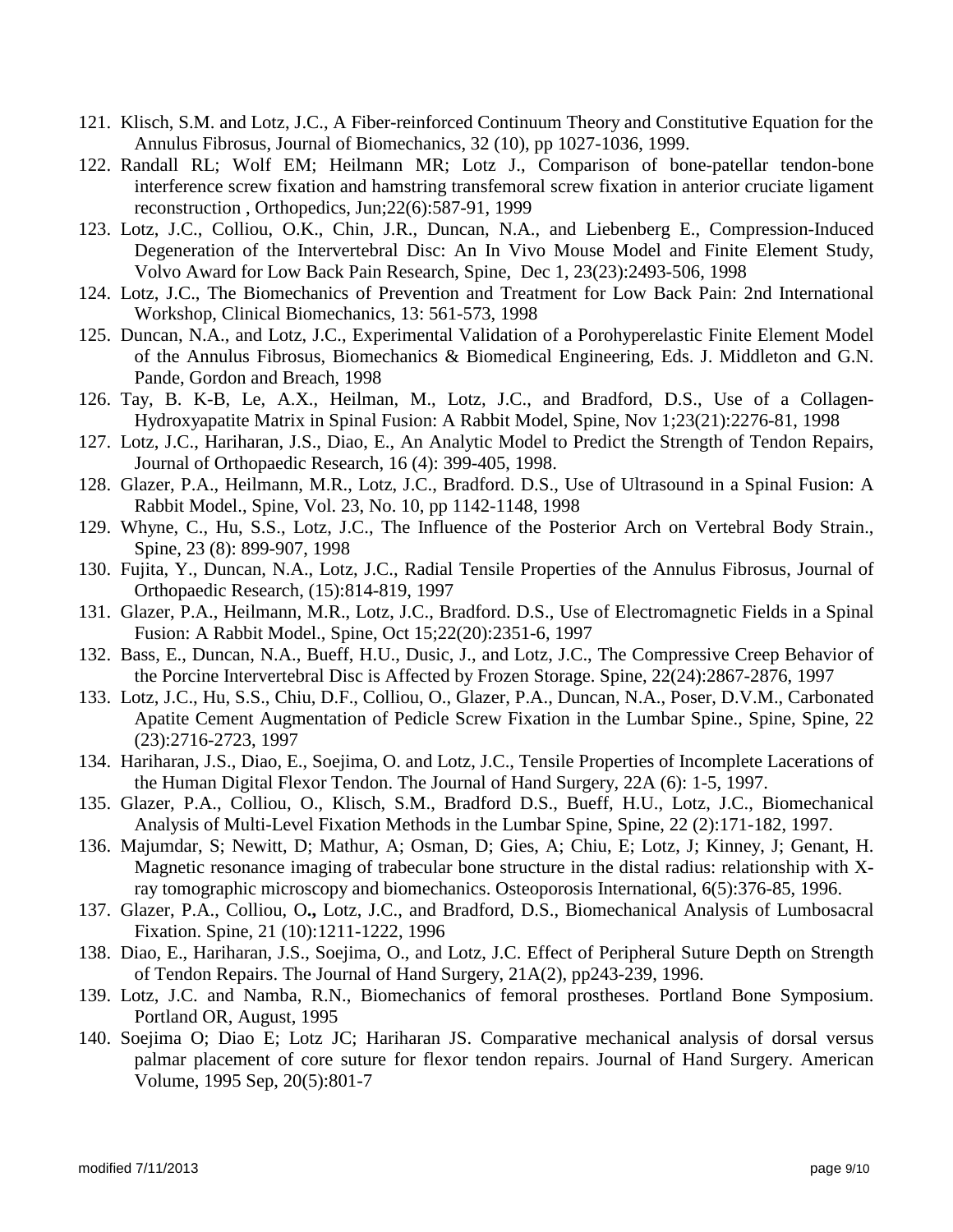121. Klisch, S.M. and Lotz, J.C., A Fiber-reinforced Continuum Theory and Constitutive Equation for the Annulus Fibrosus, Journal of Biomechanics, 32 (10), pp 1027-1036, 1999.
122. Randall RL; Wolf EM; Heilmann MR; Lotz J., Comparison of bone-patellar tendon-bone interference screw fixation and hamstring transfemoral screw fixation in anterior cruciate ligament reconstruction , Orthopedics, Jun;22(6):587-91, 1999
123. Lotz, J.C., Colliou, O.K., Chin, J.R., Duncan, N.A., and Liebenberg E., Compression-Induced Degeneration of the Intervertebral Disc: An In Vivo Mouse Model and Finite Element Study, Volvo Award for Low Back Pain Research, Spine, Dec 1, 23(23):2493-506, 1998
124. Lotz, J.C., The Biomechanics of Prevention and Treatment for Low Back Pain: 2nd International Workshop, Clinical Biomechanics, 13: 561-573, 1998
125. Duncan, N.A., and Lotz, J.C., Experimental Validation of a Porohyperelastic Finite Element Model of the Annulus Fibrosus, Biomechanics & Biomedical Engineering, Eds. J. Middleton and G.N. Pande, Gordon and Breach, 1998
126. Tay, B. K-B, Le, A.X., Heilman, M., Lotz, J.C., and Bradford, D.S., Use of a Collagen-Hydroxyapatite Matrix in Spinal Fusion: A Rabbit Model, Spine, Nov 1;23(21):2276-81, 1998
127. Lotz, J.C., Hariharan, J.S., Diao, E., An Analytic Model to Predict the Strength of Tendon Repairs, Journal of Orthopaedic Research, 16 (4): 399-405, 1998.
128. Glazer, P.A., Heilmann, M.R., Lotz, J.C., Bradford. D.S., Use of Ultrasound in a Spinal Fusion: A Rabbit Model., Spine, Vol. 23, No. 10, pp 1142-1148, 1998
129. Whyne, C., Hu, S.S., Lotz, J.C., The Influence of the Posterior Arch on Vertebral Body Strain., Spine, 23 (8): 899-907, 1998
130. Fujita, Y., Duncan, N.A., Lotz, J.C., Radial Tensile Properties of the Annulus Fibrosus, Journal of Orthopaedic Research, (15):814-819, 1997
131. Glazer, P.A., Heilmann, M.R., Lotz, J.C., Bradford. D.S., Use of Electromagnetic Fields in a Spinal Fusion: A Rabbit Model., Spine, Oct 15;22(20):2351-6, 1997
132. Bass, E., Duncan, N.A., Bueff, H.U., Dusic, J., and Lotz, J.C., The Compressive Creep Behavior of the Porcine Intervertebral Disc is Affected by Frozen Storage. Spine, 22(24):2867-2876, 1997
133. Lotz, J.C., Hu, S.S., Chiu, D.F., Colliou, O., Glazer, P.A., Duncan, N.A., Poser, D.V.M., Carbonated Apatite Cement Augmentation of Pedicle Screw Fixation in the Lumbar Spine., Spine, Spine, 22 (23):2716-2723, 1997
134. Hariharan, J.S., Diao, E., Soejima, O. and Lotz, J.C., Tensile Properties of Incomplete Lacerations of the Human Digital Flexor Tendon. The Journal of Hand Surgery, 22A (6): 1-5, 1997.
135. Glazer, P.A., Colliou, O., Klisch, S.M., Bradford D.S., Bueff, H.U., Lotz, J.C., Biomechanical Analysis of Multi-Level Fixation Methods in the Lumbar Spine, Spine, 22 (2):171-182, 1997.
136. Majumdar, S; Newitt, D; Mathur, A; Osman, D; Gies, A; Chiu, E; Lotz, J; Kinney, J; Genant, H. Magnetic resonance imaging of trabecular bone structure in the distal radius: relationship with X-ray tomographic microscopy and biomechanics. Osteoporosis International, 6(5):376-85, 1996.
137. Glazer, P.A., Colliou, O**.,** Lotz, J.C., and Bradford, D.S., Biomechanical Analysis of Lumbosacral Fixation. Spine, 21 (10):1211-1222, 1996
138. Diao, E., Hariharan, J.S., Soejima, O., and Lotz, J.C. Effect of Peripheral Suture Depth on Strength of Tendon Repairs. The Journal of Hand Surgery, 21A(2), pp243-239, 1996.
139. Lotz, J.C. and Namba, R.N., Biomechanics of femoral prostheses. Portland Bone Symposium. Portland OR, August, 1995
140. Soejima O; Diao E; Lotz JC; Hariharan JS. Comparative mechanical analysis of dorsal versus palmar placement of core suture for flexor tendon repairs. Journal of Hand Surgery. American Volume, 1995 Sep, 20(5):801-7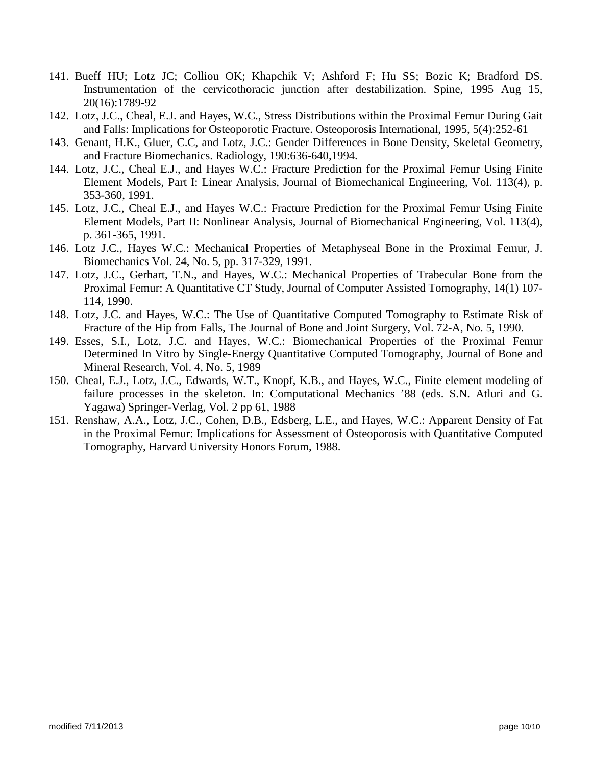141. Bueff HU; Lotz JC; Colliou OK; Khapchik V; Ashford F; Hu SS; Bozic K; Bradford DS. Instrumentation of the cervicothoracic junction after destabilization. Spine, 1995 Aug 15, 20(16):1789-92
142. Lotz, J.C., Cheal, E.J. and Hayes, W.C., Stress Distributions within the Proximal Femur During Gait and Falls: Implications for Osteoporotic Fracture. Osteoporosis International, 1995, 5(4):252-61
143. Genant, H.K., Gluer, C.C, and Lotz, J.C.: Gender Differences in Bone Density, Skeletal Geometry, and Fracture Biomechanics. Radiology, 190:636-640,1994.
144. Lotz, J.C., Cheal E.J., and Hayes W.C.: Fracture Prediction for the Proximal Femur Using Finite Element Models, Part I: Linear Analysis, Journal of Biomechanical Engineering, Vol. 113(4), p. 353-360, 1991.
145. Lotz, J.C., Cheal E.J., and Hayes W.C.: Fracture Prediction for the Proximal Femur Using Finite Element Models, Part II: Nonlinear Analysis, Journal of Biomechanical Engineering, Vol. 113(4), p. 361-365, 1991.
146. Lotz J.C., Hayes W.C.: Mechanical Properties of Metaphyseal Bone in the Proximal Femur, J. Biomechanics Vol. 24, No. 5, pp. 317-329, 1991.
147. Lotz, J.C., Gerhart, T.N., and Hayes, W.C.: Mechanical Properties of Trabecular Bone from the Proximal Femur: A Quantitative CT Study, Journal of Computer Assisted Tomography, 14(1) 107-114, 1990.
148. Lotz, J.C. and Hayes, W.C.: The Use of Quantitative Computed Tomography to Estimate Risk of Fracture of the Hip from Falls, The Journal of Bone and Joint Surgery, Vol. 72-A, No. 5, 1990.
149. Esses, S.I., Lotz, J.C. and Hayes, W.C.: Biomechanical Properties of the Proximal Femur Determined In Vitro by Single-Energy Quantitative Computed Tomography, Journal of Bone and Mineral Research, Vol. 4, No. 5, 1989
150. Cheal, E.J., Lotz, J.C., Edwards, W.T., Knopf, K.B., and Hayes, W.C., Finite element modeling of failure processes in the skeleton. In: Computational Mechanics '88 (eds. S.N. Atluri and G. Yagawa) Springer-Verlag, Vol. 2 pp 61, 1988
151. Renshaw, A.A., Lotz, J.C., Cohen, D.B., Edsberg, L.E., and Hayes, W.C.: Apparent Density of Fat in the Proximal Femur: Implications for Assessment of Osteoporosis with Quantitative Computed Tomography, Harvard University Honors Forum, 1988.

modified 7/11/2013